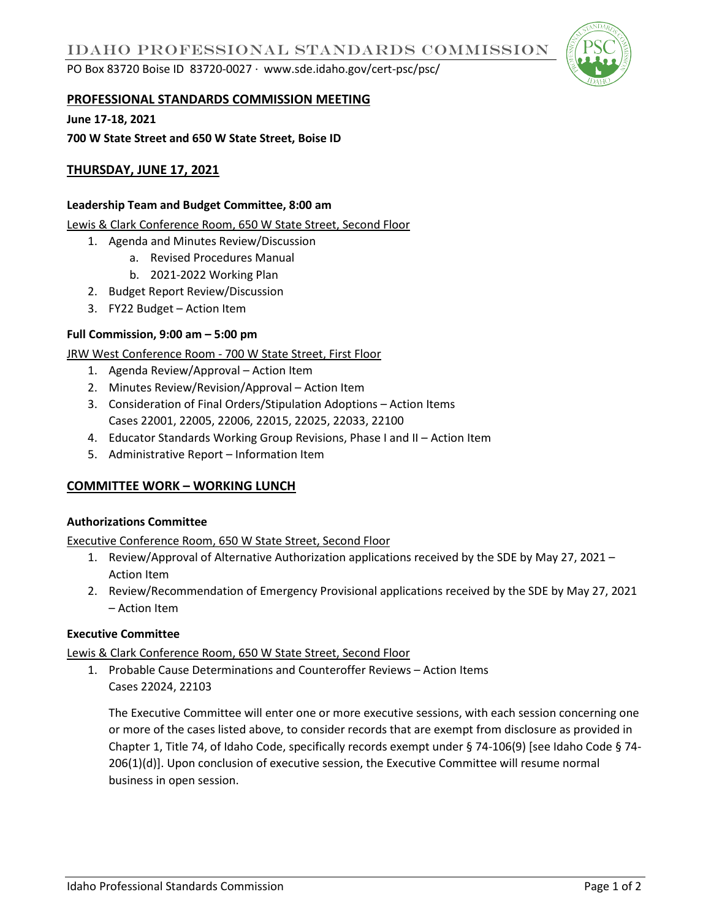# IDAHO PROFESSIONAL STANDARDS COMMISSION

PO Box 83720 Boise ID 83720-0027 · www.sde.idaho.gov/cert-psc/psc/

## PROFESSIONAL STANDARDS COMMISSION MEETING

**June 17-18, 2021**

**700 W State Street and 650 W State Street, Boise ID**

## THURSDAY, JUNE 17, 2021

### Leadership Team and Budget Committee, 8:00 am

Lewis & Clark Conference Room, 650 W State Street, Second Floor

1. Agenda and Minutes Review/Discussion
   a. Revised Procedures Manual
   b. 2021-2022 Working Plan
2. Budget Report Review/Discussion
3. FY22 Budget – Action Item

### Full Commission, 9:00 am – 5:00 pm

JRW West Conference Room - 700 W State Street, First Floor

1. Agenda Review/Approval – Action Item
2. Minutes Review/Revision/Approval – Action Item
3. Consideration of Final Orders/Stipulation Adoptions – Action Items
   Cases 22001, 22005, 22006, 22015, 22025, 22033, 22100
4. Educator Standards Working Group Revisions, Phase I and II – Action Item
5. Administrative Report – Information Item

## COMMITTEE WORK – WORKING LUNCH

### Authorizations Committee

Executive Conference Room, 650 W State Street, Second Floor

1. Review/Approval of Alternative Authorization applications received by the SDE by May 27, 2021 – Action Item
2. Review/Recommendation of Emergency Provisional applications received by the SDE by May 27, 2021 – Action Item

### Executive Committee

Lewis & Clark Conference Room, 650 W State Street, Second Floor

1. Probable Cause Determinations and Counteroffer Reviews – Action Items
   Cases 22024, 22103

   The Executive Committee will enter one or more executive sessions, with each session concerning one or more of the cases listed above, to consider records that are exempt from disclosure as provided in Chapter 1, Title 74, of Idaho Code, specifically records exempt under § 74-106(9) [see Idaho Code § 74-206(1)(d)]. Upon conclusion of executive session, the Executive Committee will resume normal business in open session.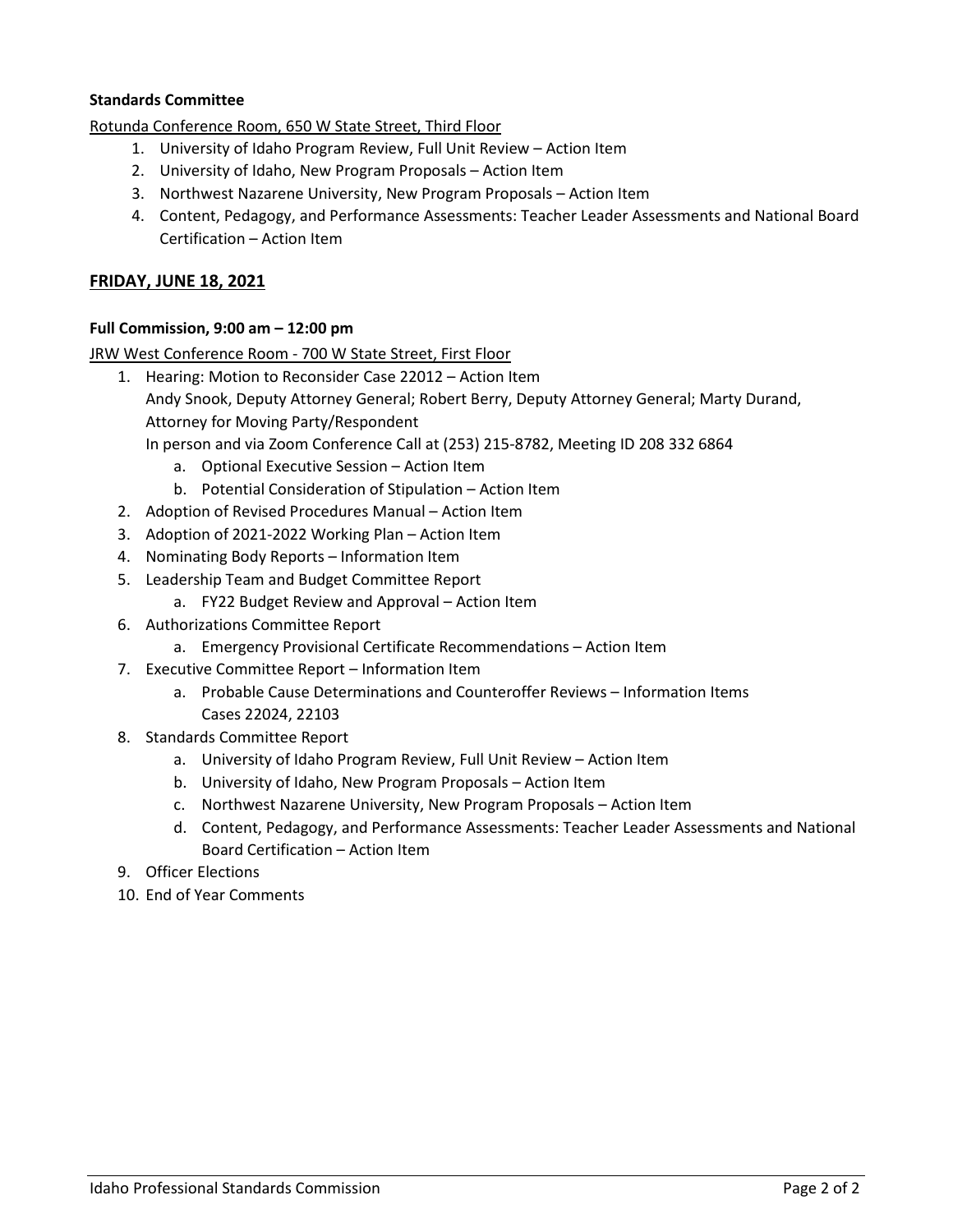**Standards Committee**

Rotunda Conference Room, 650 W State Street, Third Floor

1. University of Idaho Program Review, Full Unit Review – Action Item
2. University of Idaho, New Program Proposals – Action Item
3. Northwest Nazarene University, New Program Proposals – Action Item
4. Content, Pedagogy, and Performance Assessments: Teacher Leader Assessments and National Board Certification – Action Item

## FRIDAY, JUNE 18, 2021

**Full Commission, 9:00 am – 12:00 pm**

JRW West Conference Room - 700 W State Street, First Floor

1. Hearing: Motion to Reconsider Case 22012 – Action Item
   Andy Snook, Deputy Attorney General; Robert Berry, Deputy Attorney General; Marty Durand, Attorney for Moving Party/Respondent
   In person and via Zoom Conference Call at (253) 215-8782, Meeting ID 208 332 6864
   a. Optional Executive Session – Action Item
   b. Potential Consideration of Stipulation – Action Item
2. Adoption of Revised Procedures Manual – Action Item
3. Adoption of 2021-2022 Working Plan – Action Item
4. Nominating Body Reports – Information Item
5. Leadership Team and Budget Committee Report
   a. FY22 Budget Review and Approval – Action Item
6. Authorizations Committee Report
   a. Emergency Provisional Certificate Recommendations – Action Item
7. Executive Committee Report – Information Item
   a. Probable Cause Determinations and Counteroffer Reviews – Information Items
      Cases 22024, 22103
8. Standards Committee Report
   a. University of Idaho Program Review, Full Unit Review – Action Item
   b. University of Idaho, New Program Proposals – Action Item
   c. Northwest Nazarene University, New Program Proposals – Action Item
   d. Content, Pedagogy, and Performance Assessments: Teacher Leader Assessments and National Board Certification – Action Item
9. Officer Elections
10. End of Year Comments